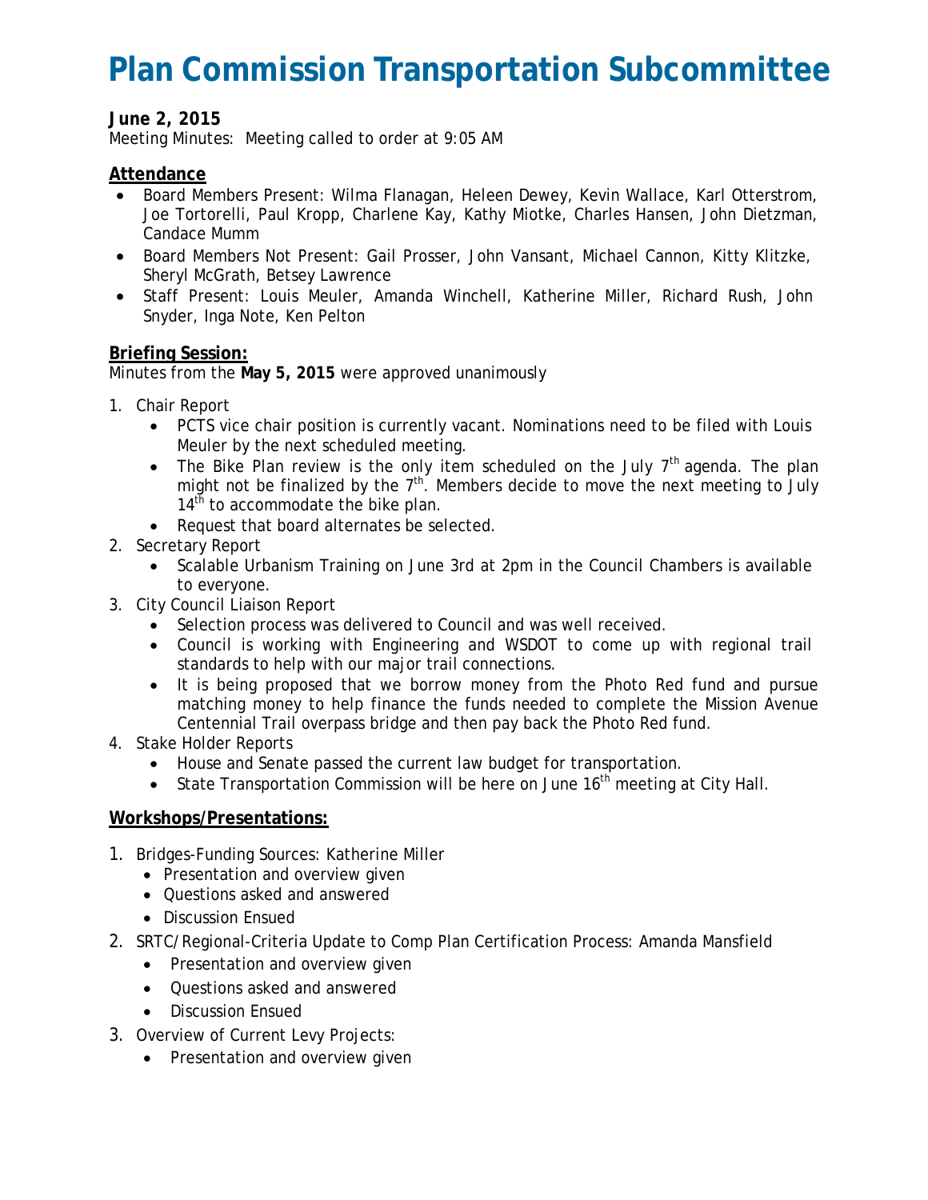# Plan Commission Transportation Subcommittee

**June 2, 2015**
Meeting Minutes: Meeting called to order at 9:05 AM

## Attendance

- Board Members Present: Wilma Flanagan, Heleen Dewey, Kevin Wallace, Karl Otterstrom, Joe Tortorelli, Paul Kropp, Charlene Kay, Kathy Miotke, Charles Hansen, John Dietzman, Candace Mumm
- Board Members Not Present: Gail Prosser, John Vansant, Michael Cannon, Kitty Klitzke, Sheryl McGrath, Betsey Lawrence
- Staff Present: Louis Meuler, Amanda Winchell, Katherine Miller, Richard Rush, John Snyder, Inga Note, Ken Pelton

## Briefing Session:

Minutes from the **May 5, 2015** were approved unanimously

1. Chair Report
   - PCTS vice chair position is currently vacant. Nominations need to be filed with Louis Meuler by the next scheduled meeting.
   - The Bike Plan review is the only item scheduled on the July 7th agenda. The plan might not be finalized by the 7th. Members decide to move the next meeting to July 14th to accommodate the bike plan.
   - Request that board alternates be selected.
2. Secretary Report
   - Scalable Urbanism Training on June 3rd at 2pm in the Council Chambers is available to everyone.
3. City Council Liaison Report
   - Selection process was delivered to Council and was well received.
   - Council is working with Engineering and WSDOT to come up with regional trail standards to help with our major trail connections.
   - It is being proposed that we borrow money from the Photo Red fund and pursue matching money to help finance the funds needed to complete the Mission Avenue Centennial Trail overpass bridge and then pay back the Photo Red fund.
4. Stake Holder Reports
   - House and Senate passed the current law budget for transportation.
   - State Transportation Commission will be here on June 16th meeting at City Hall.

## Workshops/Presentations:

1. Bridges-Funding Sources: Katherine Miller
   - Presentation and overview given
   - Questions asked and answered
   - Discussion Ensued
2. SRTC/Regional-Criteria Update to Comp Plan Certification Process: Amanda Mansfield
   - Presentation and overview given
   - Questions asked and answered
   - Discussion Ensued
3. Overview of Current Levy Projects:
   - Presentation and overview given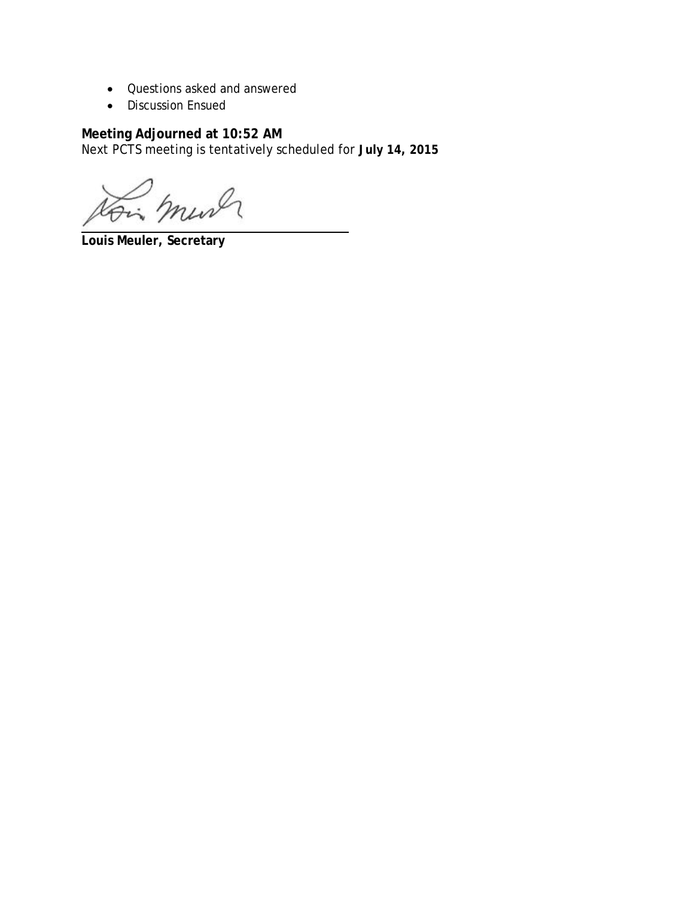- Questions asked and answered
- Discussion Ensued

**Meeting Adjourned at 10:52 AM**
Next PCTS meeting is tentatively scheduled for **July 14, 2015**

**Louis Meuler, Secretary**